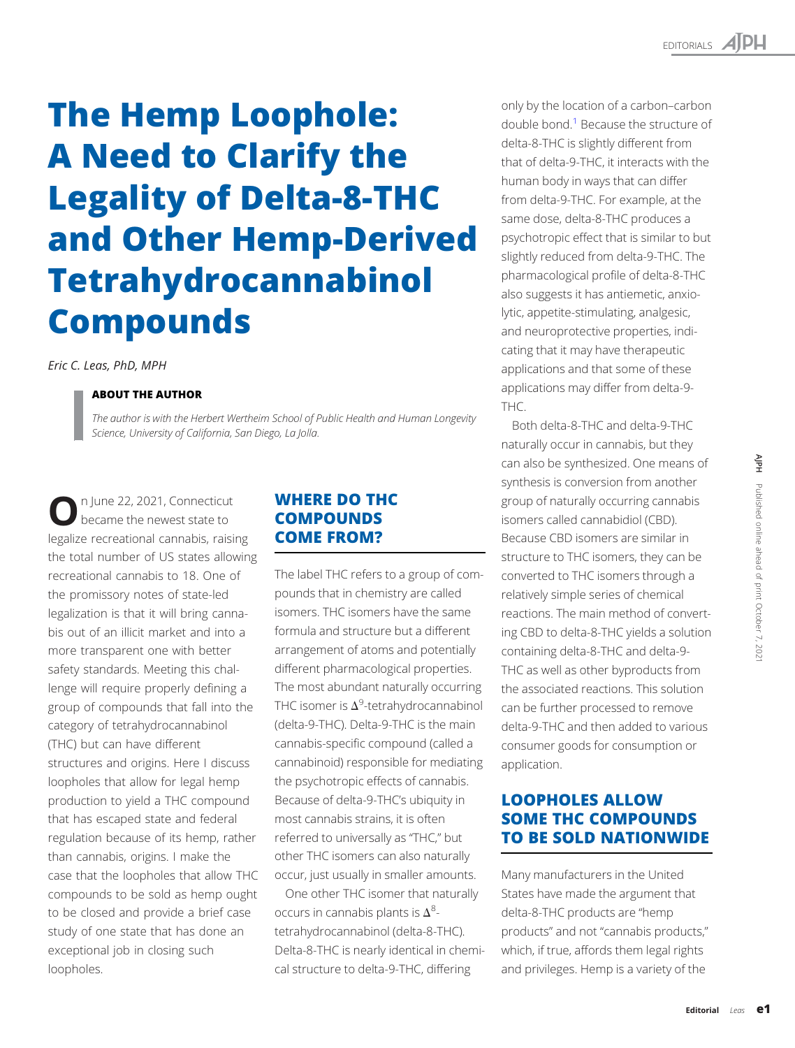# The Hemp Loophole: A Need to Clarify the Legality of Delta-8-THC and Other Hemp-Derived Tetrahydrocannabinol Compounds

*Eric C. Leas, PhD, MPH*

**ABOUT THE AUTHOR**

*The author is with the Herbert Wertheim School of Public Health and Human Longevity Science, University of California, San Diego, La Jolla.*

On June 22, 2021, Connecticut became the newest state to legalize recreational cannabis, raising the total number of US states allowing recreational cannabis to 18. One of the promissory notes of state-led legalization is that it will bring cannabis out of an illicit market and into a more transparent one with better safety standards. Meeting this challenge will require properly defining a group of compounds that fall into the category of tetrahydrocannabinol (THC) but can have different structures and origins. Here I discuss loopholes that allow for legal hemp production to yield a THC compound that has escaped state and federal regulation because of its hemp, rather than cannabis, origins. I make the case that the loopholes that allow THC compounds to be sold as hemp ought to be closed and provide a brief case study of one state that has done an exceptional job in closing such loopholes.

## WHERE DO THC COMPOUNDS COME FROM?

The label THC refers to a group of compounds that in chemistry are called isomers. THC isomers have the same formula and structure but a different arrangement of atoms and potentially different pharmacological properties. The most abundant naturally occurring THC isomer is $\Delta^9$-tetrahydrocannabinol (delta-9-THC). Delta-9-THC is the main cannabis-specific compound (called a cannabinoid) responsible for mediating the psychotropic effects of cannabis. Because of delta-9-THC's ubiquity in most cannabis strains, it is often referred to universally as "THC," but other THC isomers can also naturally occur, just usually in smaller amounts.

One other THC isomer that naturally occurs in cannabis plants is $\Delta^8$-tetrahydrocannabinol (delta-8-THC). Delta-8-THC is nearly identical in chemical structure to delta-9-THC, differing only by the location of a carbon–carbon double bond.[1] Because the structure of delta-8-THC is slightly different from that of delta-9-THC, it interacts with the human body in ways that can differ from delta-9-THC. For example, at the same dose, delta-8-THC produces a psychotropic effect that is similar to but slightly reduced from delta-9-THC. The pharmacological profile of delta-8-THC also suggests it has antiemetic, anxiolytic, appetite-stimulating, analgesic, and neuroprotective properties, indicating that it may have therapeutic applications and that some of these applications may differ from delta-9-THC.

Both delta-8-THC and delta-9-THC naturally occur in cannabis, but they can also be synthesized. One means of synthesis is conversion from another group of naturally occurring cannabis isomers called cannabidiol (CBD). Because CBD isomers are similar in structure to THC isomers, they can be converted to THC isomers through a relatively simple series of chemical reactions. The main method of converting CBD to delta-8-THC yields a solution containing delta-8-THC and delta-9-THC as well as other byproducts from the associated reactions. This solution can be further processed to remove delta-9-THC and then added to various consumer goods for consumption or application.

## LOOPHOLES ALLOW SOME THC COMPOUNDS TO BE SOLD NATIONWIDE

Many manufacturers in the United States have made the argument that delta-8-THC products are "hemp products" and not "cannabis products," which, if true, affords them legal rights and privileges. Hemp is a variety of the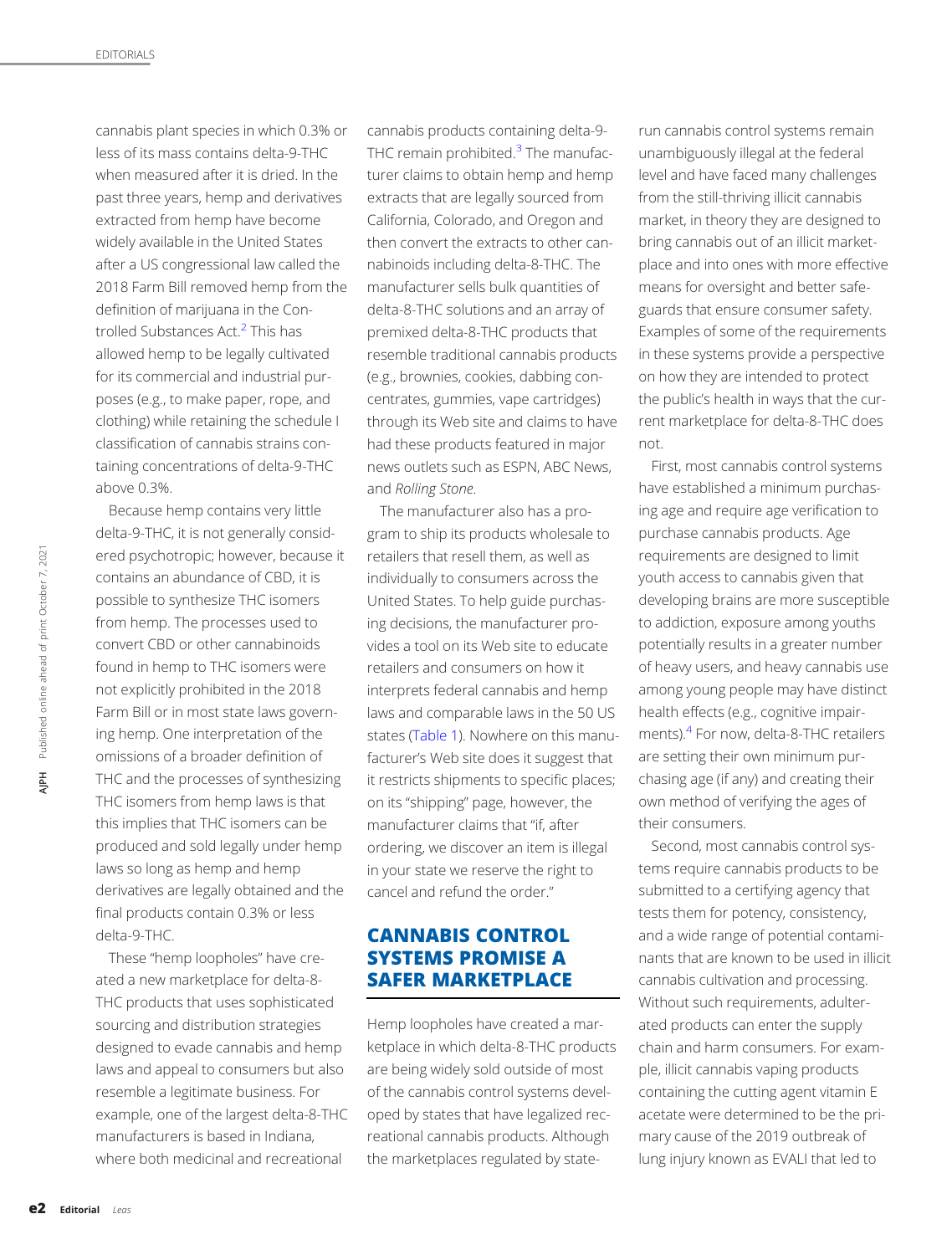cannabis plant species in which 0.3% or less of its mass contains delta-9-THC when measured after it is dried. In the past three years, hemp and derivatives extracted from hemp have become widely available in the United States after a US congressional law called the 2018 Farm Bill removed hemp from the definition of marijuana in the Controlled Substances Act.[2] This has allowed hemp to be legally cultivated for its commercial and industrial purposes (e.g., to make paper, rope, and clothing) while retaining the schedule I classification of cannabis strains containing concentrations of delta-9-THC above 0.3%.

Because hemp contains very little delta-9-THC, it is not generally considered psychotropic; however, because it contains an abundance of CBD, it is possible to synthesize THC isomers from hemp. The processes used to convert CBD or other cannabinoids found in hemp to THC isomers were not explicitly prohibited in the 2018 Farm Bill or in most state laws governing hemp. One interpretation of the omissions of a broader definition of THC and the processes of synthesizing THC isomers from hemp laws is that this implies that THC isomers can be produced and sold legally under hemp laws so long as hemp and hemp derivatives are legally obtained and the final products contain 0.3% or less delta-9-THC.

These "hemp loopholes" have created a new marketplace for delta-8-THC products that uses sophisticated sourcing and distribution strategies designed to evade cannabis and hemp laws and appeal to consumers but also resemble a legitimate business. For example, one of the largest delta-8-THC manufacturers is based in Indiana, where both medicinal and recreational cannabis products containing delta-9-THC remain prohibited.[3] The manufacturer claims to obtain hemp and hemp extracts that are legally sourced from California, Colorado, and Oregon and then convert the extracts to other cannabinoids including delta-8-THC. The manufacturer sells bulk quantities of delta-8-THC solutions and an array of premixed delta-8-THC products that resemble traditional cannabis products (e.g., brownies, cookies, dabbing concentrates, gummies, vape cartridges) through its Web site and claims to have had these products featured in major news outlets such as ESPN, ABC News, and *Rolling Stone*.

The manufacturer also has a program to ship its products wholesale to retailers that resell them, as well as individually to consumers across the United States. To help guide purchasing decisions, the manufacturer provides a tool on its Web site to educate retailers and consumers on how it interprets federal cannabis and hemp laws and comparable laws in the 50 US states (Table 1). Nowhere on this manufacturer's Web site does it suggest that it restricts shipments to specific places; on its "shipping" page, however, the manufacturer claims that "if, after ordering, we discover an item is illegal in your state we reserve the right to cancel and refund the order."

## CANNABIS CONTROL SYSTEMS PROMISE A SAFER MARKETPLACE

Hemp loopholes have created a marketplace in which delta-8-THC products are being widely sold outside of most of the cannabis control systems developed by states that have legalized recreational cannabis products. Although the marketplaces regulated by state-run cannabis control systems remain unambiguously illegal at the federal level and have faced many challenges from the still-thriving illicit cannabis market, in theory they are designed to bring cannabis out of an illicit marketplace and into ones with more effective means for oversight and better safeguards that ensure consumer safety. Examples of some of the requirements in these systems provide a perspective on how they are intended to protect the public's health in ways that the current marketplace for delta-8-THC does not.

First, most cannabis control systems have established a minimum purchasing age and require age verification to purchase cannabis products. Age requirements are designed to limit youth access to cannabis given that developing brains are more susceptible to addiction, exposure among youths potentially results in a greater number of heavy users, and heavy cannabis use among young people may have distinct health effects (e.g., cognitive impairments).[4] For now, delta-8-THC retailers are setting their own minimum purchasing age (if any) and creating their own method of verifying the ages of their consumers.

Second, most cannabis control systems require cannabis products to be submitted to a certifying agency that tests them for potency, consistency, and a wide range of potential contaminants that are known to be used in illicit cannabis cultivation and processing. Without such requirements, adulterated products can enter the supply chain and harm consumers. For example, illicit cannabis vaping products containing the cutting agent vitamin E acetate were determined to be the primary cause of the 2019 outbreak of lung injury known as EVALI that led to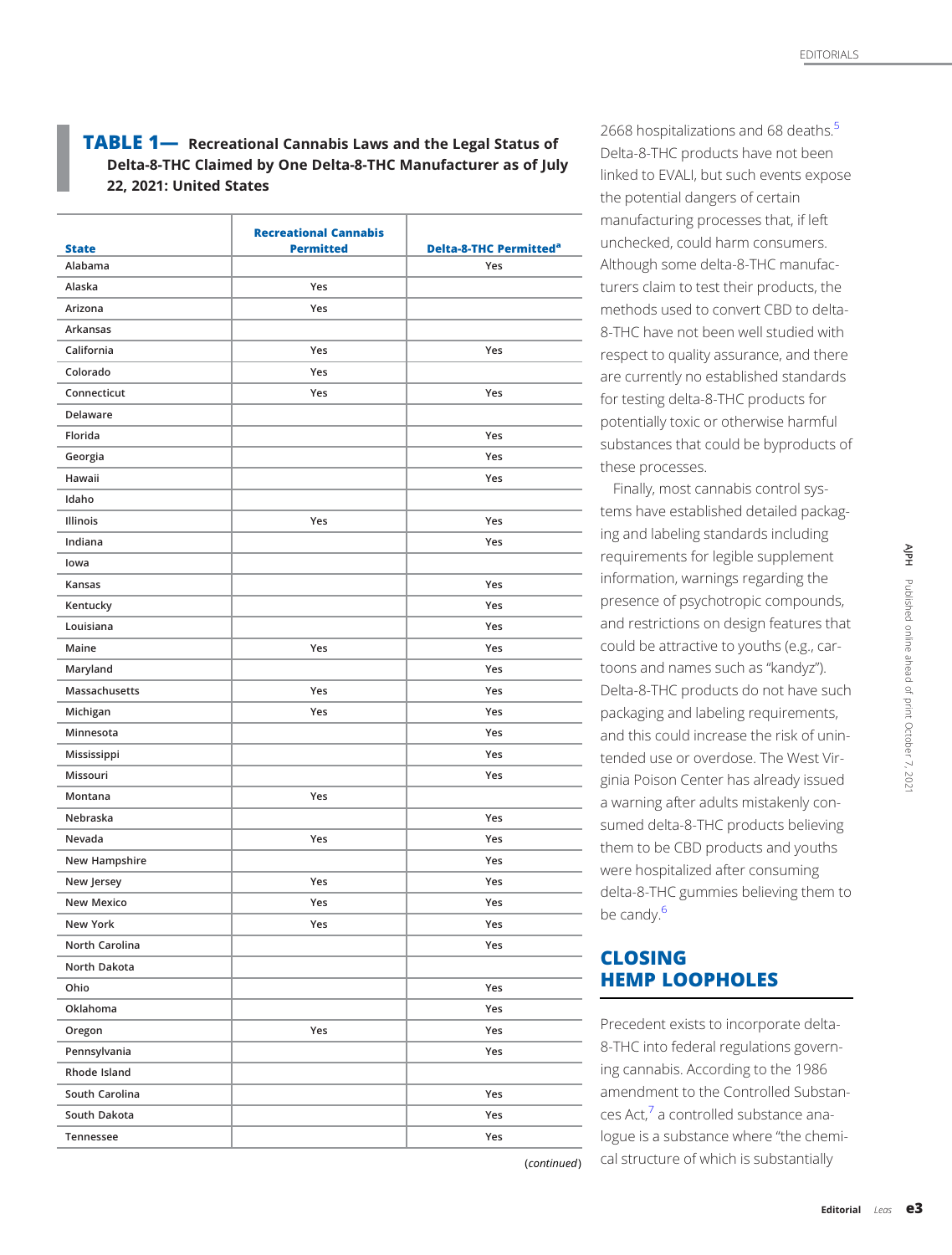**TABLE 1— Recreational Cannabis Laws and the Legal Status of Delta-8-THC Claimed by One Delta-8-THC Manufacturer as of July 22, 2021: United States**

| State | Recreational Cannabis Permitted | Delta-8-THC Permitted[a] |
|---|---|---|
| Alabama | | Yes |
| Alaska | Yes | |
| Arizona | Yes | |
| Arkansas | | |
| California | Yes | Yes |
| Colorado | Yes | |
| Connecticut | Yes | Yes |
| Delaware | | |
| Florida | | Yes |
| Georgia | | Yes |
| Hawaii | | Yes |
| Idaho | | |
| Illinois | Yes | Yes |
| Indiana | | Yes |
| Iowa | | |
| Kansas | | Yes |
| Kentucky | | Yes |
| Louisiana | | Yes |
| Maine | Yes | Yes |
| Maryland | | Yes |
| Massachusetts | Yes | Yes |
| Michigan | Yes | Yes |
| Minnesota | | Yes |
| Mississippi | | Yes |
| Missouri | | Yes |
| Montana | Yes | |
| Nebraska | | Yes |
| Nevada | Yes | Yes |
| New Hampshire | | Yes |
| New Jersey | Yes | Yes |
| New Mexico | Yes | Yes |
| New York | Yes | Yes |
| North Carolina | | Yes |
| North Dakota | | |
| Ohio | | Yes |
| Oklahoma | | Yes |
| Oregon | Yes | Yes |
| Pennsylvania | | Yes |
| Rhode Island | | |
| South Carolina | | Yes |
| South Dakota | | Yes |
| Tennessee | | Yes |

(*continued*)

2668 hospitalizations and 68 deaths.[5] Delta-8-THC products have not been linked to EVALI, but such events expose the potential dangers of certain manufacturing processes that, if left unchecked, could harm consumers. Although some delta-8-THC manufacturers claim to test their products, the methods used to convert CBD to delta-8-THC have not been well studied with respect to quality assurance, and there are currently no established standards for testing delta-8-THC products for potentially toxic or otherwise harmful substances that could be byproducts of these processes.

Finally, most cannabis control systems have established detailed packaging and labeling standards including requirements for legible supplement information, warnings regarding the presence of psychotropic compounds, and restrictions on design features that could be attractive to youths (e.g., cartoons and names such as "kandyz"). Delta-8-THC products do not have such packaging and labeling requirements, and this could increase the risk of unintended use or overdose. The West Virginia Poison Center has already issued a warning after adults mistakenly consumed delta-8-THC products believing them to be CBD products and youths were hospitalized after consuming delta-8-THC gummies believing them to be candy.[6]

## CLOSING HEMP LOOPHOLES

Precedent exists to incorporate delta-8-THC into federal regulations governing cannabis. According to the 1986 amendment to the Controlled Substances Act,[7] a controlled substance analogue is a substance where "the chemical structure of which is substantially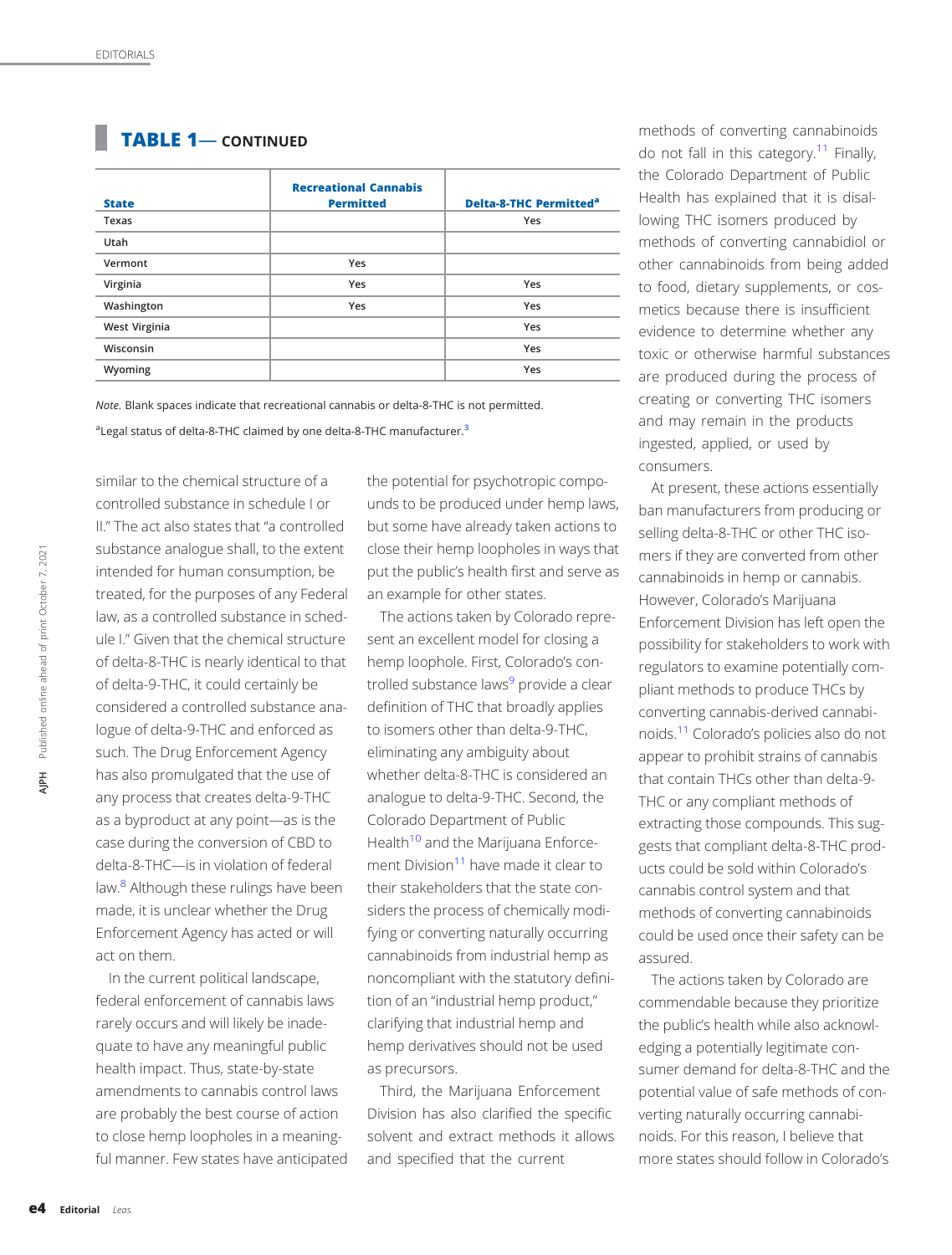**TABLE 1— CONTINUED**

| State | Recreational Cannabis Permitted | Delta-8-THC Permitted[a] |
|---|---|---|
| Texas | | Yes |
| Utah | | |
| Vermont | Yes | |
| Virginia | Yes | Yes |
| Washington | Yes | Yes |
| West Virginia | | Yes |
| Wisconsin | | Yes |
| Wyoming | | Yes |

*Note.* Blank spaces indicate that recreational cannabis or delta-8-THC is not permitted.

[a]Legal status of delta-8-THC claimed by one delta-8-THC manufacturer.[3]

similar to the chemical structure of a controlled substance in schedule I or II." The act also states that "a controlled substance analogue shall, to the extent intended for human consumption, be treated, for the purposes of any Federal law, as a controlled substance in schedule I." Given that the chemical structure of delta-8-THC is nearly identical to that of delta-9-THC, it could certainly be considered a controlled substance analogue of delta-9-THC and enforced as such. The Drug Enforcement Agency has also promulgated that the use of any process that creates delta-9-THC as a byproduct at any point—as is the case during the conversion of CBD to delta-8-THC—is in violation of federal law.[8] Although these rulings have been made, it is unclear whether the Drug Enforcement Agency has acted or will act on them.

In the current political landscape, federal enforcement of cannabis laws rarely occurs and will likely be inadequate to have any meaningful public health impact. Thus, state-by-state amendments to cannabis control laws are probably the best course of action to close hemp loopholes in a meaningful manner. Few states have anticipated the potential for psychotropic compounds to be produced under hemp laws, but some have already taken actions to close their hemp loopholes in ways that put the public's health first and serve as an example for other states.

The actions taken by Colorado represent an excellent model for closing a hemp loophole. First, Colorado's controlled substance laws[9] provide a clear definition of THC that broadly applies to isomers other than delta-9-THC, eliminating any ambiguity about whether delta-8-THC is considered an analogue to delta-9-THC. Second, the Colorado Department of Public Health[10] and the Marijuana Enforcement Division[11] have made it clear to their stakeholders that the state considers the process of chemically modifying or converting naturally occurring cannabinoids from industrial hemp as noncompliant with the statutory definition of an "industrial hemp product," clarifying that industrial hemp and hemp derivatives should not be used as precursors.

Third, the Marijuana Enforcement Division has also clarified the specific solvent and extract methods it allows and specified that the current methods of converting cannabinoids do not fall in this category.[11] Finally, the Colorado Department of Public Health has explained that it is disallowing THC isomers produced by methods of converting cannabidiol or other cannabinoids from being added to food, dietary supplements, or cosmetics because there is insufficient evidence to determine whether any toxic or otherwise harmful substances are produced during the process of creating or converting THC isomers and may remain in the products ingested, applied, or used by consumers.

At present, these actions essentially ban manufacturers from producing or selling delta-8-THC or other THC isomers if they are converted from other cannabinoids in hemp or cannabis. However, Colorado's Marijuana Enforcement Division has left open the possibility for stakeholders to work with regulators to examine potentially compliant methods to produce THCs by converting cannabis-derived cannabinoids.[11] Colorado's policies also do not appear to prohibit strains of cannabis that contain THCs other than delta-9-THC or any compliant methods of extracting those compounds. This suggests that compliant delta-8-THC products could be sold within Colorado's cannabis control system and that methods of converting cannabinoids could be used once their safety can be assured.

The actions taken by Colorado are commendable because they prioritize the public's health while also acknowledging a potentially legitimate consumer demand for delta-8-THC and the potential value of safe methods of converting naturally occurring cannabinoids. For this reason, I believe that more states should follow in Colorado's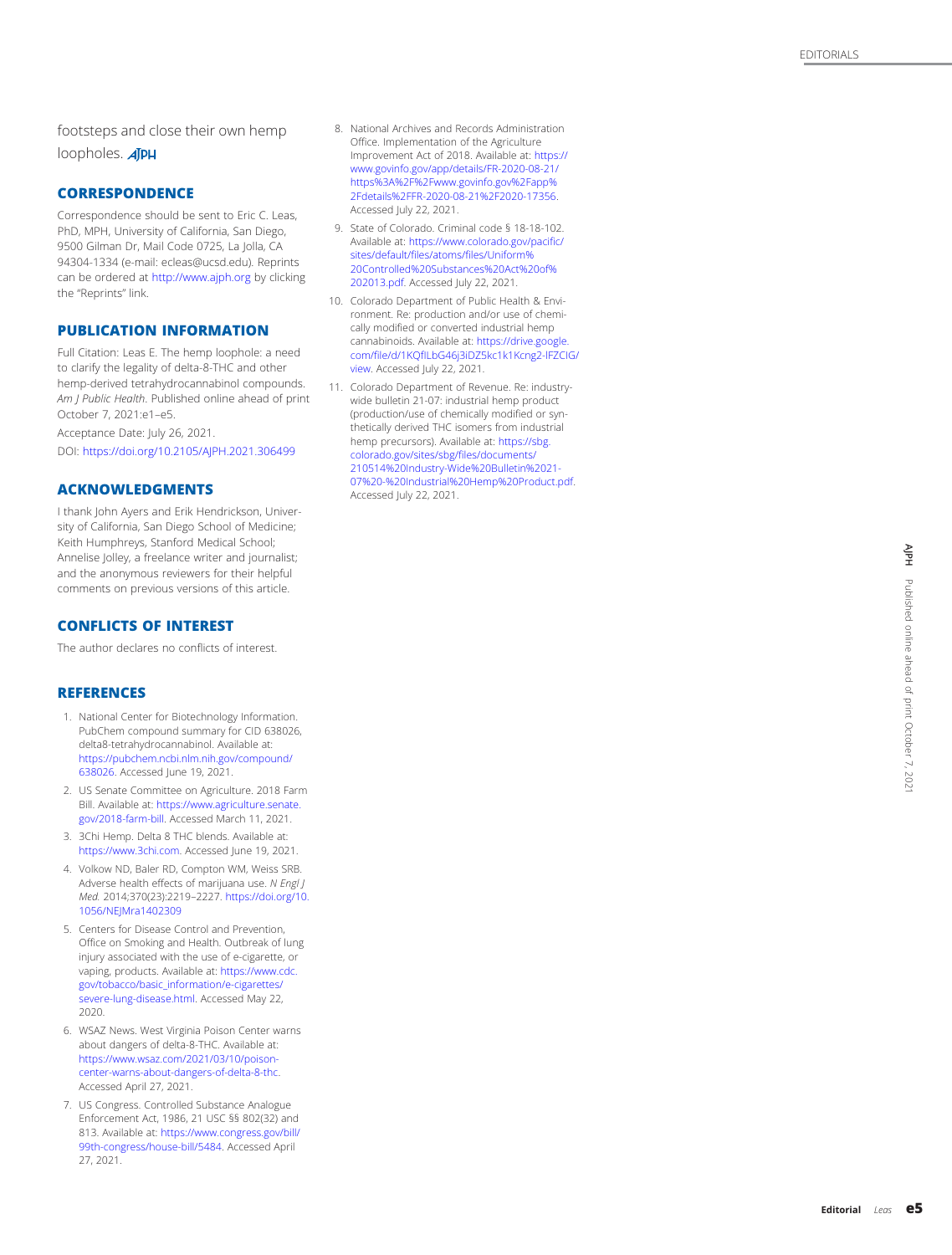footsteps and close their own hemp loopholes. AJPH

### CORRESPONDENCE

Correspondence should be sent to Eric C. Leas, PhD, MPH, University of California, San Diego, 9500 Gilman Dr, Mail Code 0725, La Jolla, CA 94304-1334 (e-mail: ecleas@ucsd.edu). Reprints can be ordered at http://www.ajph.org by clicking the "Reprints" link.

### PUBLICATION INFORMATION

Full Citation: Leas E. The hemp loophole: a need to clarify the legality of delta-8-THC and other hemp-derived tetrahydrocannabinol compounds. *Am J Public Health*. Published online ahead of print October 7, 2021:e1–e5.

Acceptance Date: July 26, 2021.

DOI: https://doi.org/10.2105/AJPH.2021.306499

### ACKNOWLEDGMENTS

I thank John Ayers and Erik Hendrickson, University of California, San Diego School of Medicine; Keith Humphreys, Stanford Medical School; Annelise Jolley, a freelance writer and journalist; and the anonymous reviewers for their helpful comments on previous versions of this article.

### CONFLICTS OF INTEREST

The author declares no conflicts of interest.

### REFERENCES

1. National Center for Biotechnology Information. PubChem compound summary for CID 638026, delta8-tetrahydrocannabinol. Available at: https://pubchem.ncbi.nlm.nih.gov/compound/638026. Accessed June 19, 2021.
2. US Senate Committee on Agriculture. 2018 Farm Bill. Available at: https://www.agriculture.senate.gov/2018-farm-bill. Accessed March 11, 2021.
3. 3Chi Hemp. Delta 8 THC blends. Available at: https://www.3chi.com. Accessed June 19, 2021.
4. Volkow ND, Baler RD, Compton WM, Weiss SRB. Adverse health effects of marijuana use. *N Engl J Med.* 2014;370(23):2219–2227. https://doi.org/10.1056/NEJMra1402309
5. Centers for Disease Control and Prevention, Office on Smoking and Health. Outbreak of lung injury associated with the use of e-cigarette, or vaping, products. Available at: https://www.cdc.gov/tobacco/basic_information/e-cigarettes/severe-lung-disease.html. Accessed May 22, 2020.
6. WSAZ News. West Virginia Poison Center warns about dangers of delta-8-THC. Available at: https://www.wsaz.com/2021/03/10/poison-center-warns-about-dangers-of-delta-8-thc. Accessed April 27, 2021.
7. US Congress. Controlled Substance Analogue Enforcement Act, 1986, 21 USC §§ 802(32) and 813. Available at: https://www.congress.gov/bill/99th-congress/house-bill/5484. Accessed April 27, 2021.
8. National Archives and Records Administration Office. Implementation of the Agriculture Improvement Act of 2018. Available at: https://www.govinfo.gov/app/details/FR-2020-08-21/https%3A%2F%2Fwww.govinfo.gov%2Fapp%2Fdetails%2FFR-2020-08-21%2F2020-17356. Accessed July 22, 2021.
9. State of Colorado. Criminal code § 18-18-102. Available at: https://www.colorado.gov/pacific/sites/default/files/atoms/files/Uniform%20Controlled%20Substances%20Act%20of%202013.pdf. Accessed July 22, 2021.
10. Colorado Department of Public Health & Environment. Re: production and/or use of chemically modified or converted industrial hemp cannabinoids. Available at: https://drive.google.com/file/d/1KQfILbG46j3iDZ5kc1k1Kcng2-lFZClG/view. Accessed July 22, 2021.
11. Colorado Department of Revenue. Re: industry-wide bulletin 21-07: industrial hemp product (production/use of chemically modified or synthetically derived THC isomers from industrial hemp precursors). Available at: https://sbg.colorado.gov/sites/sbg/files/documents/210514%20Industry-Wide%20Bulletin%2021-07%20-%20Industrial%20Hemp%20Product.pdf. Accessed July 22, 2021.